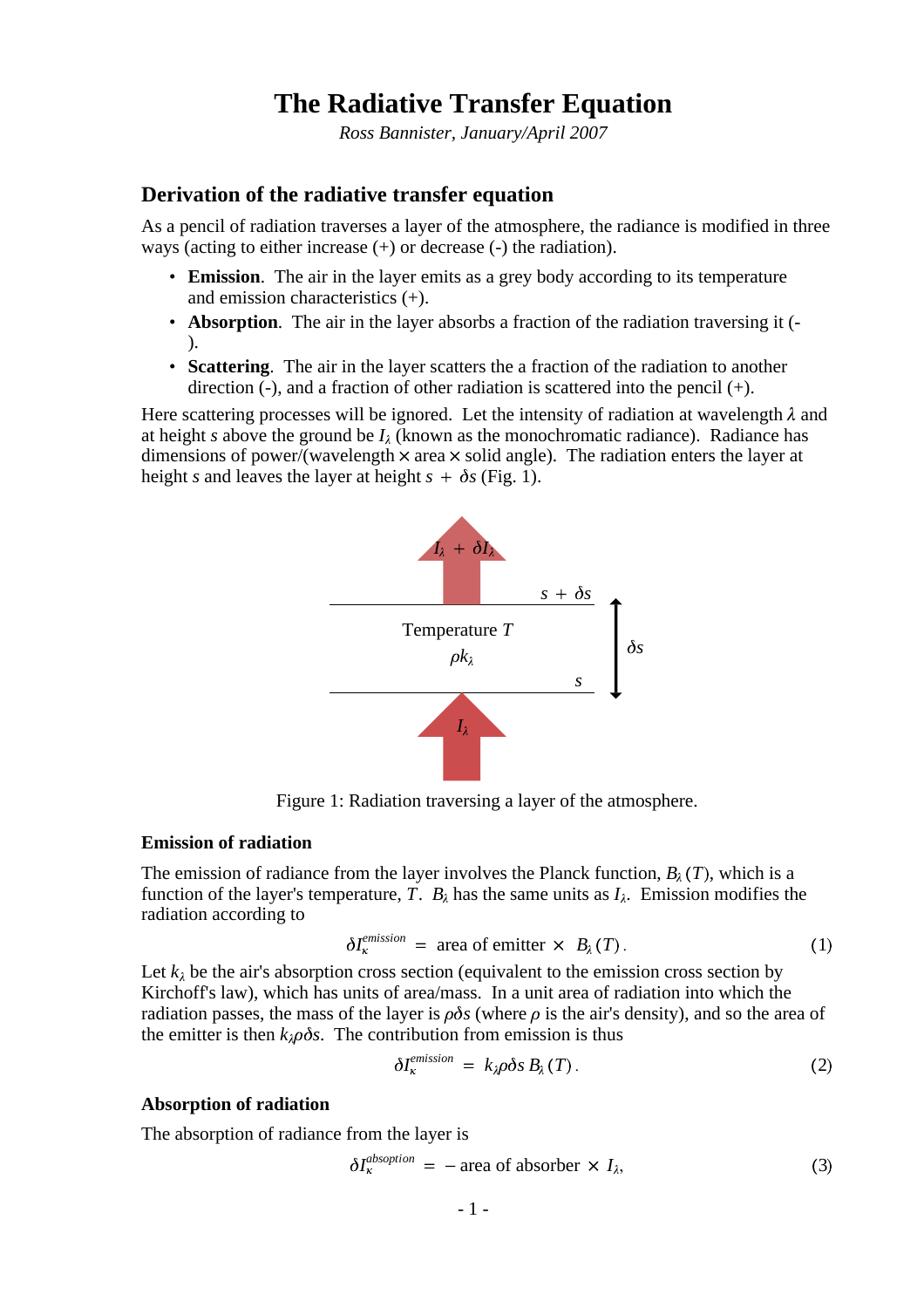# The Radiative Transfer Equation

*Ross Bannister, January/April 2007*

## Derivation of the radiative transfer equation

As a pencil of radiation traverses a layer of the atmosphere, the radiance is modified in three ways (acting to either increase (+) or decrease (-) the radiation).

- **Emission**. The air in the layer emits as a grey body according to its temperature and emission characteristics (+).
- **Absorption**. The air in the layer absorbs a fraction of the radiation traversing it (-).
- **Scattering**. The air in the layer scatters the a fraction of the radiation to another direction (-), and a fraction of other radiation is scattered into the pencil (+).

Here scattering processes will be ignored. Let the intensity of radiation at wavelength $\lambda$ and at height $s$ above the ground be $I_\lambda$ (known as the monochromatic radiance). Radiance has dimensions of power/(wavelength $\times$ area $\times$ solid angle). The radiation enters the layer at height $s$ and leaves the layer at height $s + \delta s$ (Fig. 1).

Figure 1: Radiation traversing a layer of the atmosphere.

### Emission of radiation

The emission of radiance from the layer involves the Planck function, $B_\lambda(T)$, which is a function of the layer's temperature, $T$. $B_\lambda$ has the same units as $I_\lambda$. Emission modifies the radiation according to

$$\delta I_\kappa^{emission} = \text{area of emitter} \times B_\lambda(T). \tag{1}$$

Let $k_\lambda$ be the air's absorption cross section (equivalent to the emission cross section by Kirchoff's law), which has units of area/mass. In a unit area of radiation into which the radiation passes, the mass of the layer is $\rho\delta s$ (where $\rho$ is the air's density), and so the area of the emitter is then $k_\lambda \rho \delta s$. The contribution from emission is thus

$$\delta I_\kappa^{emission} = k_\lambda \rho \delta s \, B_\lambda(T). \tag{2}$$

### Absorption of radiation

The absorption of radiance from the layer is

$$\delta I_\kappa^{absoption} = -\,\text{area of absorber} \times I_\lambda, \tag{3}$$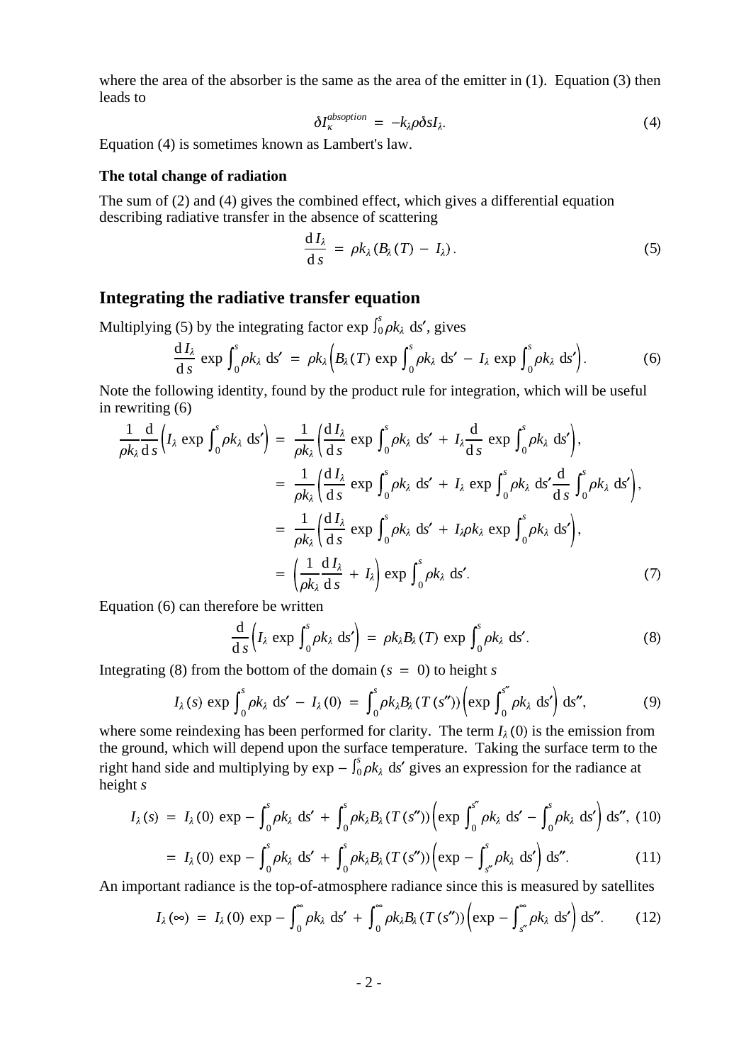where the area of the absorber is the same as the area of the emitter in (1). Equation (3) then leads to

$$\delta I_{\kappa}^{absoption} = -k_{\lambda}\rho\delta s I_{\lambda}. \tag{4}$$

Equation (4) is sometimes known as Lambert's law.

### The total change of radiation

The sum of (2) and (4) gives the combined effect, which gives a differential equation describing radiative transfer in the absence of scattering

$$\frac{\mathrm{d}\,I_{\lambda}}{\mathrm{d}\,s} = \rho k_{\lambda}\left(B_{\lambda}(T) - I_{\lambda}\right). \tag{5}$$

## Integrating the radiative transfer equation

Multiplying (5) by the integrating factor $\exp\int_0^s \rho k_{\lambda}\ \mathrm{d}s'$, gives

$$\frac{\mathrm{d}\,I_{\lambda}}{\mathrm{d}\,s}\exp\int_0^s \rho k_{\lambda}\ \mathrm{d}s' = \rho k_{\lambda}\left(B_{\lambda}(T)\exp\int_0^s \rho k_{\lambda}\ \mathrm{d}s' - I_{\lambda}\exp\int_0^s \rho k_{\lambda}\ \mathrm{d}s'\right). \tag{6}$$

Note the following identity, found by the product rule for integration, which will be useful in rewriting (6)

$$\begin{aligned}
\frac{1}{\rho k_{\lambda}}\frac{\mathrm{d}}{\mathrm{d}\,s}\left(I_{\lambda}\exp\int_0^s \rho k_{\lambda}\ \mathrm{d}s'\right) &= \frac{1}{\rho k_{\lambda}}\left(\frac{\mathrm{d}\,I_{\lambda}}{\mathrm{d}\,s}\exp\int_0^s \rho k_{\lambda}\ \mathrm{d}s' + I_{\lambda}\frac{\mathrm{d}}{\mathrm{d}\,s}\exp\int_0^s \rho k_{\lambda}\ \mathrm{d}s'\right), \\
&= \frac{1}{\rho k_{\lambda}}\left(\frac{\mathrm{d}\,I_{\lambda}}{\mathrm{d}\,s}\exp\int_0^s \rho k_{\lambda}\ \mathrm{d}s' + I_{\lambda}\exp\int_0^s \rho k_{\lambda}\ \mathrm{d}s'\frac{\mathrm{d}}{\mathrm{d}\,s}\int_0^s \rho k_{\lambda}\ \mathrm{d}s'\right), \\
&= \frac{1}{\rho k_{\lambda}}\left(\frac{\mathrm{d}\,I_{\lambda}}{\mathrm{d}\,s}\exp\int_0^s \rho k_{\lambda}\ \mathrm{d}s' + I_{\lambda}\rho k_{\lambda}\exp\int_0^s \rho k_{\lambda}\ \mathrm{d}s'\right), \\
&= \left(\frac{1}{\rho k_{\lambda}}\frac{\mathrm{d}\,I_{\lambda}}{\mathrm{d}\,s} + I_{\lambda}\right)\exp\int_0^s \rho k_{\lambda}\ \mathrm{d}s'.
\end{aligned} \tag{7}$$

Equation (6) can therefore be written

$$\frac{\mathrm{d}}{\mathrm{d}\,s}\left(I_{\lambda}\exp\int_0^s \rho k_{\lambda}\ \mathrm{d}s'\right) = \rho k_{\lambda}B_{\lambda}(T)\exp\int_0^s \rho k_{\lambda}\ \mathrm{d}s'. \tag{8}$$

Integrating (8) from the bottom of the domain ($s = 0$) to height $s$

$$I_{\lambda}(s)\exp\int_0^s \rho k_{\lambda}\ \mathrm{d}s' - I_{\lambda}(0) = \int_0^s \rho k_{\lambda}B_{\lambda}(T(s''))\left(\exp\int_0^{s''}\rho k_{\lambda}\ \mathrm{d}s'\right)\mathrm{d}s'', \tag{9}$$

where some reindexing has been performed for clarity. The term $I_{\lambda}(0)$ is the emission from the ground, which will depend upon the surface temperature. Taking the surface term to the right hand side and multiplying by $\exp-\int_0^s \rho k_{\lambda}\ \mathrm{d}s'$ gives an expression for the radiance at height $s$

$$\begin{aligned}
I_{\lambda}(s) &= I_{\lambda}(0)\exp-\int_0^s \rho k_{\lambda}\ \mathrm{d}s' + \int_0^s \rho k_{\lambda}B_{\lambda}(T(s''))\left(\exp\int_0^{s''}\rho k_{\lambda}\ \mathrm{d}s' - \int_0^s \rho k_{\lambda}\ \mathrm{d}s'\right)\mathrm{d}s'', && (10) \\
&= I_{\lambda}(0)\exp-\int_0^s \rho k_{\lambda}\ \mathrm{d}s' + \int_0^s \rho k_{\lambda}B_{\lambda}(T(s''))\left(\exp-\int_{s''}^s \rho k_{\lambda}\ \mathrm{d}s'\right)\mathrm{d}s''. && (11)
\end{aligned}$$

An important radiance is the top-of-atmosphere radiance since this is measured by satellites

$$I_{\lambda}(\infty) = I_{\lambda}(0)\exp-\int_0^{\infty}\rho k_{\lambda}\ \mathrm{d}s' + \int_0^{\infty}\rho k_{\lambda}B_{\lambda}(T(s''))\left(\exp-\int_{s''}^{\infty}\rho k_{\lambda}\ \mathrm{d}s'\right)\mathrm{d}s''. \tag{12}$$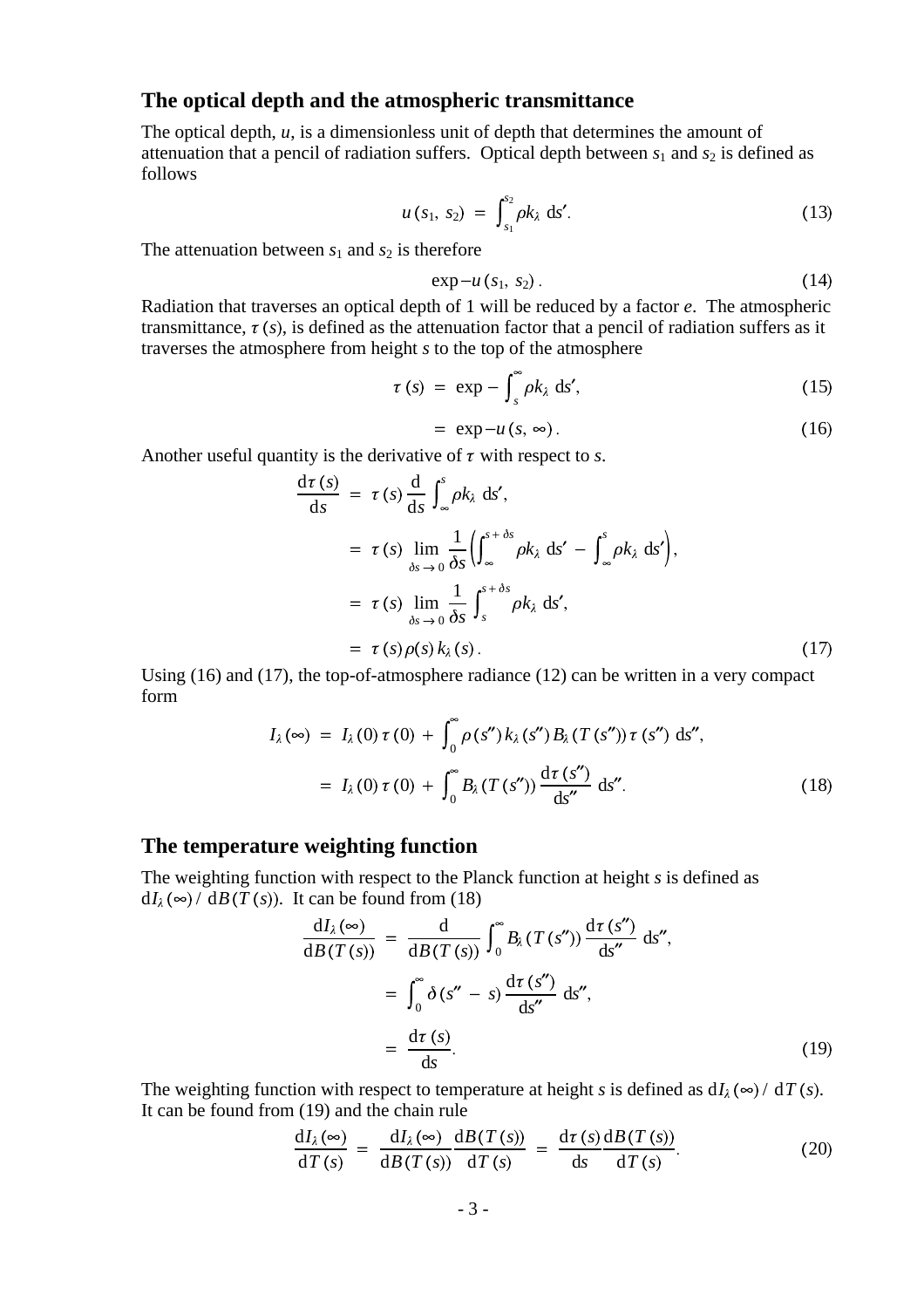## The optical depth and the atmospheric transmittance

The optical depth, $u$, is a dimensionless unit of depth that determines the amount of attenuation that a pencil of radiation suffers. Optical depth between $s_1$ and $s_2$ is defined as follows

$$u(s_1,\ s_2)\ =\ \int_{s_1}^{s_2} \rho k_\lambda \ \mathrm{d}s'. \tag{13}$$

The attenuation between $s_1$ and $s_2$ is therefore

$$\exp - u(s_1,\ s_2)\,. \tag{14}$$

Radiation that traverses an optical depth of 1 will be reduced by a factor $e$. The atmospheric transmittance, $\tau(s)$, is defined as the attenuation factor that a pencil of radiation suffers as it traverses the atmosphere from height $s$ to the top of the atmosphere

$$\tau(s)\ =\ \exp - \int_{s}^{\infty} \rho k_\lambda \ \mathrm{d}s', \tag{15}$$

$$=\ \exp - u(s,\ \infty)\,. \tag{16}$$

Another useful quantity is the derivative of $\tau$ with respect to $s$.

$$\begin{aligned}
\frac{\mathrm{d}\tau(s)}{\mathrm{d}s}\ &=\ \tau(s)\,\frac{\mathrm{d}}{\mathrm{d}s}\int_{\infty}^{s} \rho k_\lambda \ \mathrm{d}s', \\
&=\ \tau(s)\ \lim_{\delta s \to 0} \frac{1}{\delta s}\left(\int_{\infty}^{s+\delta s} \rho k_\lambda \ \mathrm{d}s' \ -\ \int_{\infty}^{s} \rho k_\lambda \ \mathrm{d}s'\right), \\
&=\ \tau(s)\ \lim_{\delta s \to 0} \frac{1}{\delta s}\int_{s}^{s+\delta s} \rho k_\lambda \ \mathrm{d}s', \\
&=\ \tau(s)\,\rho(s)\,k_\lambda(s)\,.
\end{aligned} \tag{17}$$

Using (16) and (17), the top-of-atmosphere radiance (12) can be written in a very compact form

$$\begin{aligned}
I_\lambda(\infty)\ &=\ I_\lambda(0)\,\tau(0)\ +\ \int_{0}^{\infty} \rho(s'')\,k_\lambda(s'')\,B_\lambda(T(s''))\,\tau(s'')\ \mathrm{d}s'', \\
&=\ I_\lambda(0)\,\tau(0)\ +\ \int_{0}^{\infty} B_\lambda(T(s''))\,\frac{\mathrm{d}\tau(s'')}{\mathrm{d}s''}\ \mathrm{d}s''.
\end{aligned} \tag{18}$$

## The temperature weighting function

The weighting function with respect to the Planck function at height $s$ is defined as $\mathrm{d}I_\lambda(\infty)\,/\,\mathrm{d}B(T(s))$. It can be found from (18)

$$\begin{aligned}
\frac{\mathrm{d}I_\lambda(\infty)}{\mathrm{d}B(T(s))}\ &=\ \frac{\mathrm{d}}{\mathrm{d}B(T(s))}\int_{0}^{\infty} B_\lambda(T(s''))\,\frac{\mathrm{d}\tau(s'')}{\mathrm{d}s''}\ \mathrm{d}s'', \\
&=\ \int_{0}^{\infty} \delta(s''\ -\ s)\,\frac{\mathrm{d}\tau(s'')}{\mathrm{d}s''}\ \mathrm{d}s'', \\
&=\ \frac{\mathrm{d}\tau(s)}{\mathrm{d}s}.
\end{aligned} \tag{19}$$

The weighting function with respect to temperature at height $s$ is defined as $\mathrm{d}I_\lambda(\infty)\,/\,\mathrm{d}T(s)$. It can be found from (19) and the chain rule

$$\frac{\mathrm{d}I_\lambda(\infty)}{\mathrm{d}T(s)}\ =\ \frac{\mathrm{d}I_\lambda(\infty)}{\mathrm{d}B(T(s))}\,\frac{\mathrm{d}B(T(s))}{\mathrm{d}T(s)}\ =\ \frac{\mathrm{d}\tau(s)}{\mathrm{d}s}\,\frac{\mathrm{d}B(T(s))}{\mathrm{d}T(s)}. \tag{20}$$